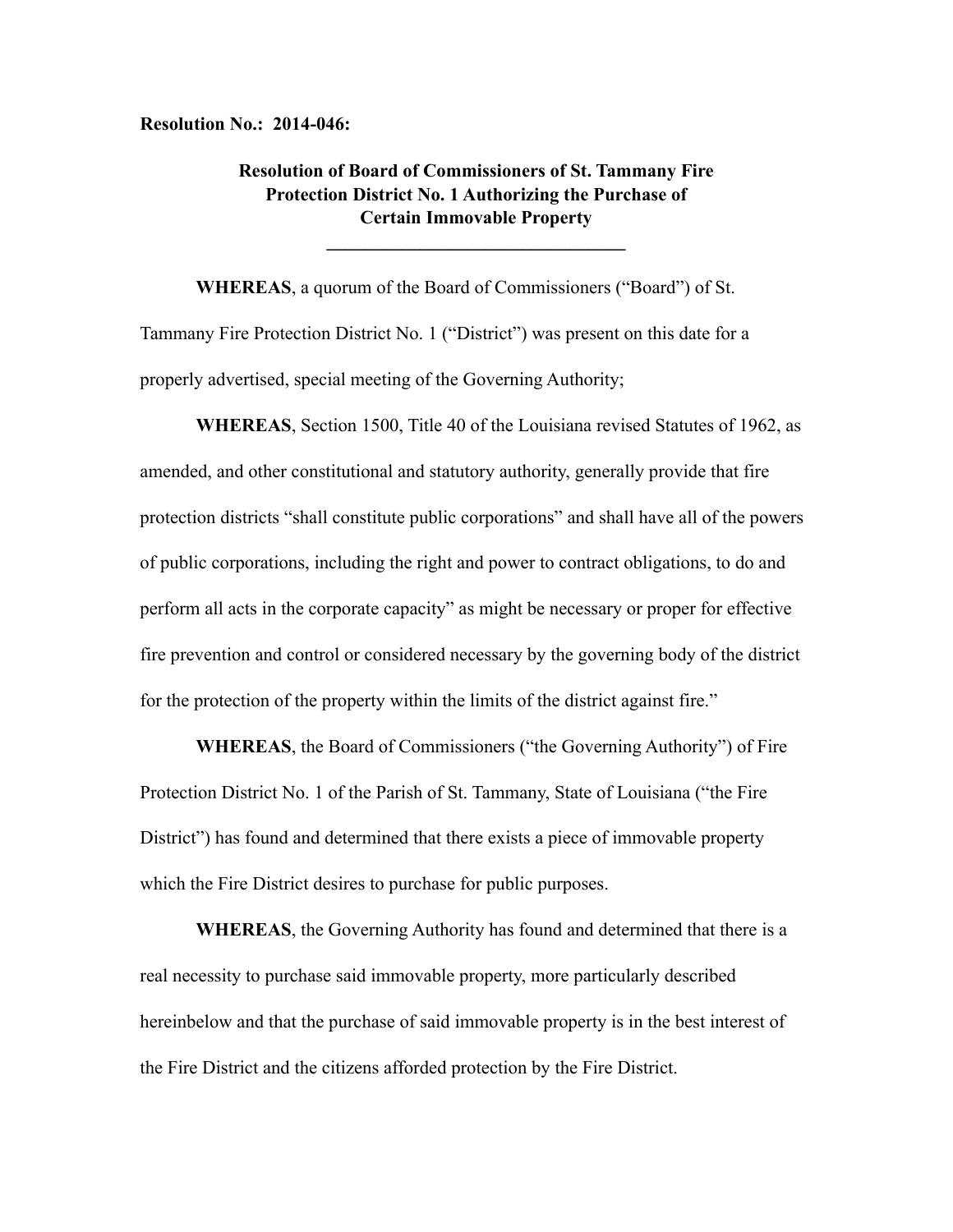**Resolution No.: 2014-046:**

## Resolution of Board of Commissioners of St. Tammany Fire Protection District No. 1 Authorizing the Purchase of Certain Immovable Property

---

**WHEREAS**, a quorum of the Board of Commissioners ("Board") of St. Tammany Fire Protection District No. 1 ("District") was present on this date for a properly advertised, special meeting of the Governing Authority;

**WHEREAS**, Section 1500, Title 40 of the Louisiana revised Statutes of 1962, as amended, and other constitutional and statutory authority, generally provide that fire protection districts "shall constitute public corporations" and shall have all of the powers of public corporations, including the right and power to contract obligations, to do and perform all acts in the corporate capacity" as might be necessary or proper for effective fire prevention and control or considered necessary by the governing body of the district for the protection of the property within the limits of the district against fire."

**WHEREAS**, the Board of Commissioners ("the Governing Authority") of Fire Protection District No. 1 of the Parish of St. Tammany, State of Louisiana ("the Fire District") has found and determined that there exists a piece of immovable property which the Fire District desires to purchase for public purposes.

**WHEREAS**, the Governing Authority has found and determined that there is a real necessity to purchase said immovable property, more particularly described hereinbelow and that the purchase of said immovable property is in the best interest of the Fire District and the citizens afforded protection by the Fire District.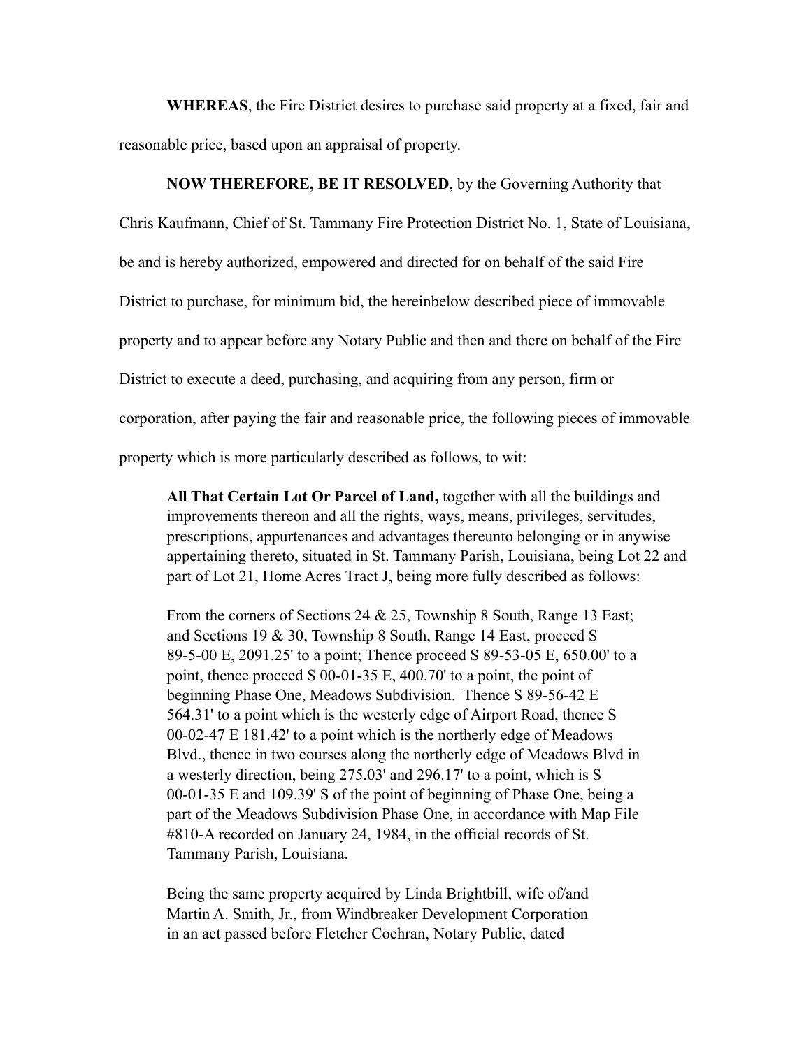**WHEREAS**, the Fire District desires to purchase said property at a fixed, fair and reasonable price, based upon an appraisal of property.

**NOW THEREFORE, BE IT RESOLVED**, by the Governing Authority that Chris Kaufmann, Chief of St. Tammany Fire Protection District No. 1, State of Louisiana, be and is hereby authorized, empowered and directed for on behalf of the said Fire District to purchase, for minimum bid, the hereinbelow described piece of immovable property and to appear before any Notary Public and then and there on behalf of the Fire District to execute a deed, purchasing, and acquiring from any person, firm or corporation, after paying the fair and reasonable price, the following pieces of immovable property which is more particularly described as follows, to wit:

> **All That Certain Lot Or Parcel of Land,** together with all the buildings and improvements thereon and all the rights, ways, means, privileges, servitudes, prescriptions, appurtenances and advantages thereunto belonging or in anywise appertaining thereto, situated in St. Tammany Parish, Louisiana, being Lot 22 and part of Lot 21, Home Acres Tract J, being more fully described as follows:
>
> From the corners of Sections 24 & 25, Township 8 South, Range 13 East; and Sections 19 & 30, Township 8 South, Range 14 East, proceed S 89-5-00 E, 2091.25' to a point; Thence proceed S 89-53-05 E, 650.00' to a point, thence proceed S 00-01-35 E, 400.70' to a point, the point of beginning Phase One, Meadows Subdivision. Thence S 89-56-42 E 564.31' to a point which is the westerly edge of Airport Road, thence S 00-02-47 E 181.42' to a point which is the northerly edge of Meadows Blvd., thence in two courses along the northerly edge of Meadows Blvd in a westerly direction, being 275.03' and 296.17' to a point, which is S 00-01-35 E and 109.39' S of the point of beginning of Phase One, being a part of the Meadows Subdivision Phase One, in accordance with Map File #810-A recorded on January 24, 1984, in the official records of St. Tammany Parish, Louisiana.
>
> Being the same property acquired by Linda Brightbill, wife of/and Martin A. Smith, Jr., from Windbreaker Development Corporation in an act passed before Fletcher Cochran, Notary Public, dated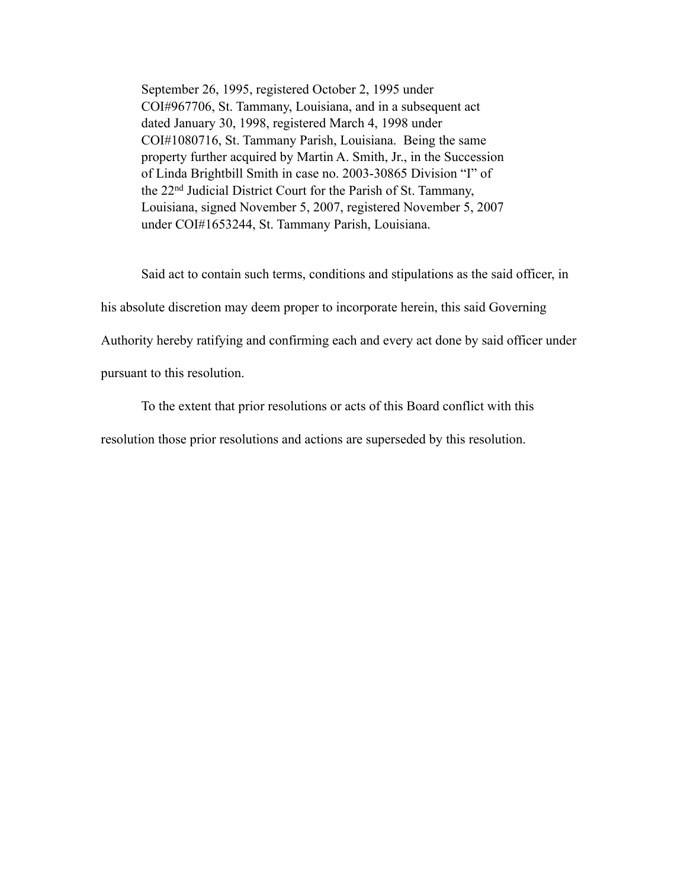September 26, 1995, registered October 2, 1995 under COI#967706, St. Tammany, Louisiana, and in a subsequent act dated January 30, 1998, registered March 4, 1998 under COI#1080716, St. Tammany Parish, Louisiana. Being the same property further acquired by Martin A. Smith, Jr., in the Succession of Linda Brightbill Smith in case no. 2003-30865 Division "I" of the 22nd Judicial District Court for the Parish of St. Tammany, Louisiana, signed November 5, 2007, registered November 5, 2007 under COI#1653244, St. Tammany Parish, Louisiana.

Said act to contain such terms, conditions and stipulations as the said officer, in his absolute discretion may deem proper to incorporate herein, this said Governing Authority hereby ratifying and confirming each and every act done by said officer under pursuant to this resolution.

To the extent that prior resolutions or acts of this Board conflict with this resolution those prior resolutions and actions are superseded by this resolution.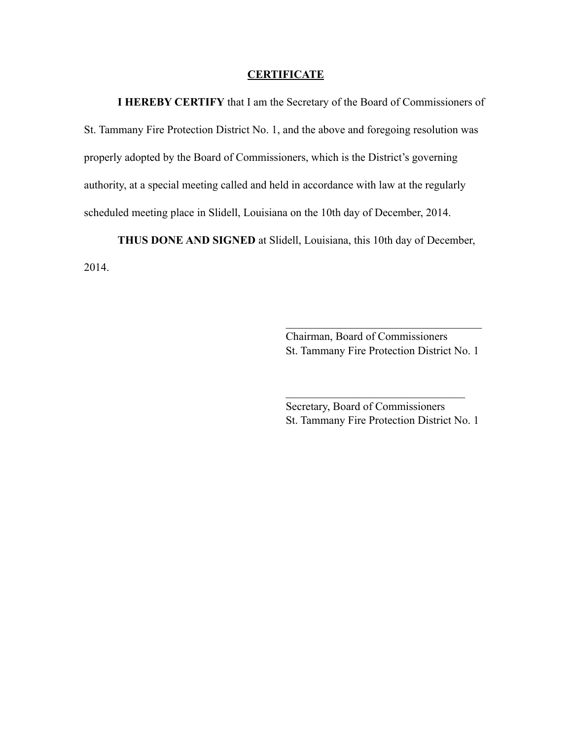## CERTIFICATE

**I HEREBY CERTIFY** that I am the Secretary of the Board of Commissioners of St. Tammany Fire Protection District No. 1, and the above and foregoing resolution was properly adopted by the Board of Commissioners, which is the District's governing authority, at a special meeting called and held in accordance with law at the regularly scheduled meeting place in Slidell, Louisiana on the 10th day of December, 2014.

**THUS DONE AND SIGNED** at Slidell, Louisiana, this 10th day of December, 2014.

\_\_\_\_\_\_\_\_\_\_\_\_\_\_\_\_\_\_\_\_\_\_\_\_\_\_\_\_\_\_\_\_\_\_\_\_
Chairman, Board of Commissioners
St. Tammany Fire Protection District No. 1

\_\_\_\_\_\_\_\_\_\_\_\_\_\_\_\_\_\_\_\_\_\_\_\_\_\_\_\_\_\_\_\_\_
Secretary, Board of Commissioners
St. Tammany Fire Protection District No. 1